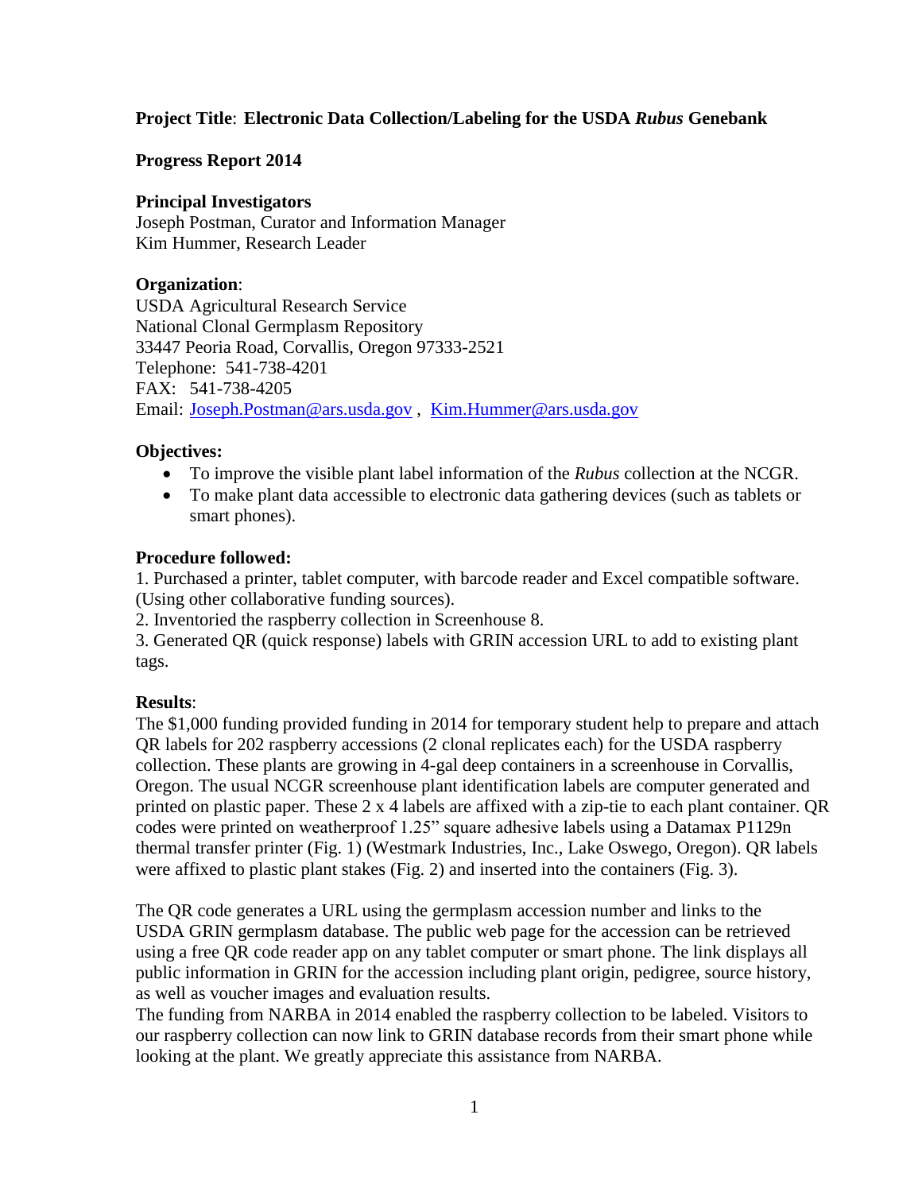**Project Title**: **Electronic Data Collection/Labeling for the USDA *Rubus* Genebank**

**Progress Report 2014**

**Principal Investigators**
Joseph Postman, Curator and Information Manager
Kim Hummer, Research Leader

**Organization**:
USDA Agricultural Research Service
National Clonal Germplasm Repository
33447 Peoria Road, Corvallis, Oregon 97333-2521
Telephone: 541-738-4201
FAX: 541-738-4205
Email: Joseph.Postman@ars.usda.gov , Kim.Hummer@ars.usda.gov

**Objectives:**

- To improve the visible plant label information of the *Rubus* collection at the NCGR.
- To make plant data accessible to electronic data gathering devices (such as tablets or smart phones).

**Procedure followed:**

1. Purchased a printer, tablet computer, with barcode reader and Excel compatible software. (Using other collaborative funding sources).
2. Inventoried the raspberry collection in Screenhouse 8.
3. Generated QR (quick response) labels with GRIN accession URL to add to existing plant tags.

**Results**:
The $1,000 funding provided funding in 2014 for temporary student help to prepare and attach QR labels for 202 raspberry accessions (2 clonal replicates each) for the USDA raspberry collection. These plants are growing in 4-gal deep containers in a screenhouse in Corvallis, Oregon. The usual NCGR screenhouse plant identification labels are computer generated and printed on plastic paper. These 2 x 4 labels are affixed with a zip-tie to each plant container. QR codes were printed on weatherproof 1.25" square adhesive labels using a Datamax P1129n thermal transfer printer (Fig. 1) (Westmark Industries, Inc., Lake Oswego, Oregon). QR labels were affixed to plastic plant stakes (Fig. 2) and inserted into the containers (Fig. 3).

The QR code generates a URL using the germplasm accession number and links to the USDA GRIN germplasm database. The public web page for the accession can be retrieved using a free QR code reader app on any tablet computer or smart phone. The link displays all public information in GRIN for the accession including plant origin, pedigree, source history, as well as voucher images and evaluation results.
The funding from NARBA in 2014 enabled the raspberry collection to be labeled. Visitors to our raspberry collection can now link to GRIN database records from their smart phone while looking at the plant. We greatly appreciate this assistance from NARBA.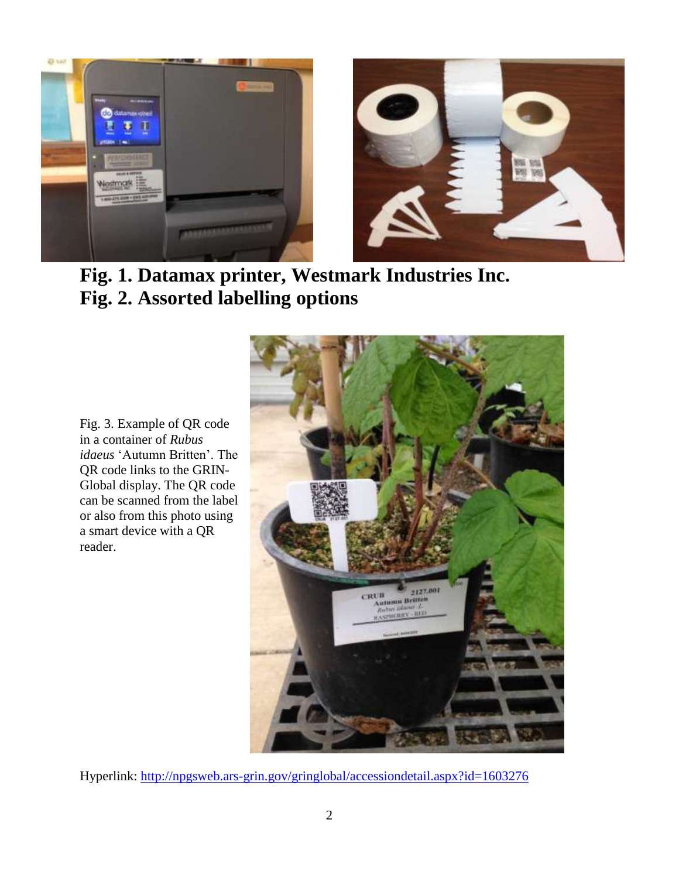**Fig. 1. Datamax printer, Westmark Industries Inc.**
**Fig. 2. Assorted labelling options**

Fig. 3. Example of QR code in a container of *Rubus idaeus* 'Autumn Britten'. The QR code links to the GRIN-Global display. The QR code can be scanned from the label or also from this photo using a smart device with a QR reader.

Hyperlink: [http://npgsweb.ars-grin.gov/gringlobal/accessiondetail.aspx?id=1603276](http://npgsweb.ars-grin.gov/gringlobal/accessiondetail.aspx?id=1603276)